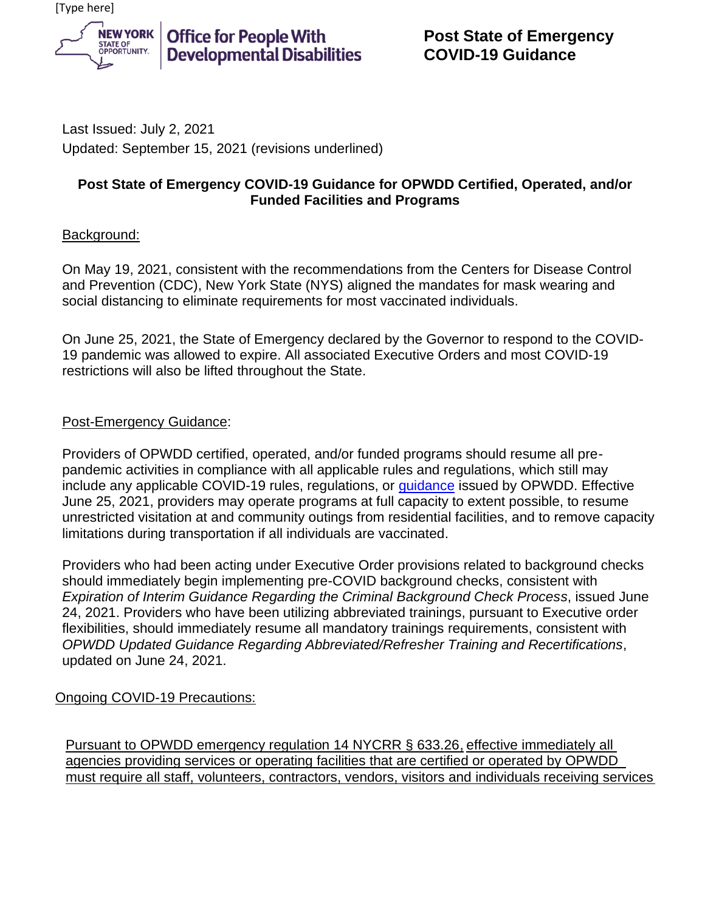[Type here]

**Office for People With Developmental Disabilities**

**Post State of Emergency COVID-19 Guidance**

Last Issued: July 2, 2021
Updated: September 15, 2021 (revisions underlined)

**Post State of Emergency COVID-19 Guidance for OPWDD Certified, Operated, and/or Funded Facilities and Programs**

Background:

On May 19, 2021, consistent with the recommendations from the Centers for Disease Control and Prevention (CDC), New York State (NYS) aligned the mandates for mask wearing and social distancing to eliminate requirements for most vaccinated individuals.

On June 25, 2021, the State of Emergency declared by the Governor to respond to the COVID-19 pandemic was allowed to expire. All associated Executive Orders and most COVID-19 restrictions will also be lifted throughout the State.

Post-Emergency Guidance:

Providers of OPWDD certified, operated, and/or funded programs should resume all pre-pandemic activities in compliance with all applicable rules and regulations, which still may include any applicable COVID-19 rules, regulations, or guidance issued by OPWDD. Effective June 25, 2021, providers may operate programs at full capacity to extent possible, to resume unrestricted visitation at and community outings from residential facilities, and to remove capacity limitations during transportation if all individuals are vaccinated.

Providers who had been acting under Executive Order provisions related to background checks should immediately begin implementing pre-COVID background checks, consistent with *Expiration of Interim Guidance Regarding the Criminal Background Check Process*, issued June 24, 2021. Providers who have been utilizing abbreviated trainings, pursuant to Executive order flexibilities, should immediately resume all mandatory trainings requirements, consistent with *OPWDD Updated Guidance Regarding Abbreviated/Refresher Training and Recertifications*, updated on June 24, 2021.

Ongoing COVID-19 Precautions:

Pursuant to OPWDD emergency regulation 14 NYCRR § 633.26, effective immediately all agencies providing services or operating facilities that are certified or operated by OPWDD must require all staff, volunteers, contractors, vendors, visitors and individuals receiving services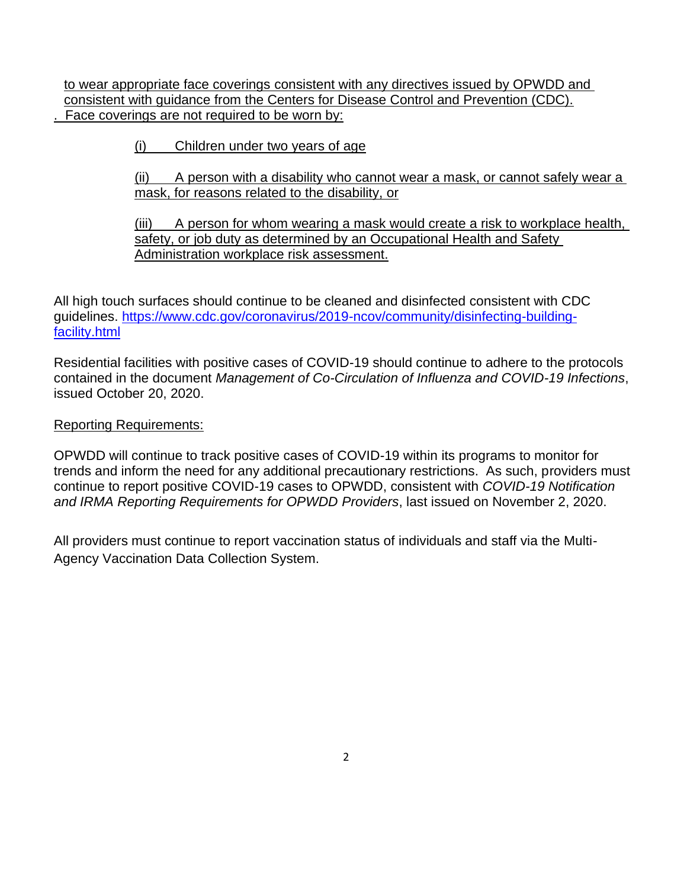to wear appropriate face coverings consistent with any directives issued by OPWDD and consistent with guidance from the Centers for Disease Control and Prevention (CDC). . Face coverings are not required to be worn by:

(i) Children under two years of age

(ii) A person with a disability who cannot wear a mask, or cannot safely wear a mask, for reasons related to the disability, or

(iii) A person for whom wearing a mask would create a risk to workplace health, safety, or job duty as determined by an Occupational Health and Safety Administration workplace risk assessment.

All high touch surfaces should continue to be cleaned and disinfected consistent with CDC guidelines. https://www.cdc.gov/coronavirus/2019-ncov/community/disinfecting-building-facility.html

Residential facilities with positive cases of COVID-19 should continue to adhere to the protocols contained in the document *Management of Co-Circulation of Influenza and COVID-19 Infections*, issued October 20, 2020.

Reporting Requirements:

OPWDD will continue to track positive cases of COVID-19 within its programs to monitor for trends and inform the need for any additional precautionary restrictions. As such, providers must continue to report positive COVID-19 cases to OPWDD, consistent with *COVID-19 Notification and IRMA Reporting Requirements for OPWDD Providers*, last issued on November 2, 2020.

All providers must continue to report vaccination status of individuals and staff via the Multi-Agency Vaccination Data Collection System.